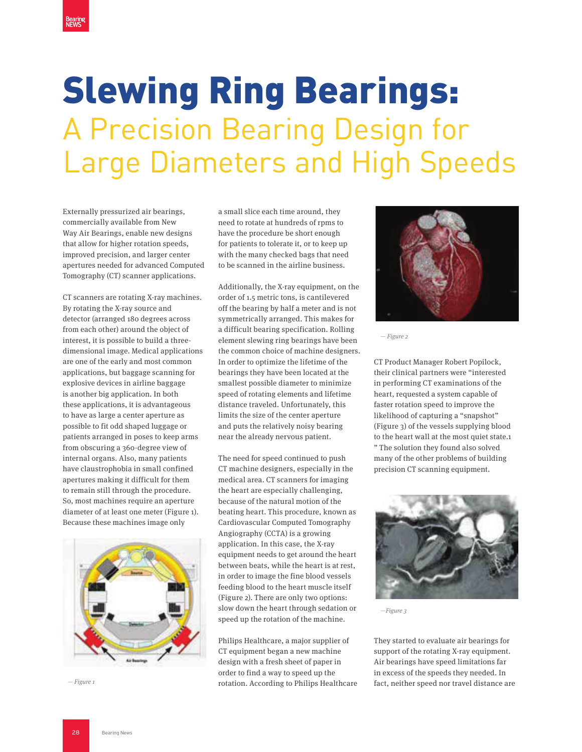# Slewing Ring Bearings:

## A Precision Bearing Design for Large Diameters and High Speeds

Externally pressurized air bearings, commercially available from New Way Air Bearings, enable new designs that allow for higher rotation speeds, improved precision, and larger center apertures needed for advanced Computed Tomography (CT) scanner applications.

CT scanners are rotating X-ray machines. By rotating the X-ray source and detector (arranged 180 degrees across from each other) around the object of interest, it is possible to build a three-dimensional image. Medical applications are one of the early and most common applications, but baggage scanning for explosive devices in airline baggage is another big application. In both these applications, it is advantageous to have as large a center aperture as possible to fit odd shaped luggage or patients arranged in poses to keep arms from obscuring a 360-degree view of internal organs. Also, many patients have claustrophobia in small confined apertures making it difficult for them to remain still through the procedure. So, most machines require an aperture diameter of at least one meter (Figure 1). Because these machines image only a small slice each time around, they need to rotate at hundreds of rpms to have the procedure be short enough for patients to tolerate it, or to keep up with the many checked bags that need to be scanned in the airline business.

— Figure 1

Additionally, the X-ray equipment, on the order of 1.5 metric tons, is cantilevered off the bearing by half a meter and is not symmetrically arranged. This makes for a difficult bearing specification. Rolling element slewing ring bearings have been the common choice of machine designers. In order to optimize the lifetime of the bearings they have been located at the smallest possible diameter to minimize speed of rotating elements and lifetime distance traveled. Unfortunately, this limits the size of the center aperture and puts the relatively noisy bearing near the already nervous patient.

The need for speed continued to push CT machine designers, especially in the medical area. CT scanners for imaging the heart are especially challenging, because of the natural motion of the beating heart. This procedure, known as Cardiovascular Computed Tomography Angiography (CCTA) is a growing application. In this case, the X-ray equipment needs to get around the heart between beats, while the heart is at rest, in order to image the fine blood vessels feeding blood to the heart muscle itself (Figure 2). There are only two options: slow down the heart through sedation or speed up the rotation of the machine.

— Figure 2

Philips Healthcare, a major supplier of CT equipment began a new machine design with a fresh sheet of paper in order to find a way to speed up the rotation. According to Philips Healthcare CT Product Manager Robert Popilock, their clinical partners were "interested in performing CT examinations of the heart, requested a system capable of faster rotation speed to improve the likelihood of capturing a "snapshot" (Figure 3) of the vessels supplying blood to the heart wall at the most quiet state.[1] " The solution they found also solved many of the other problems of building precision CT scanning equipment.

—Figure 3

They started to evaluate air bearings for support of the rotating X-ray equipment. Air bearings have speed limitations far in excess of the speeds they needed. In fact, neither speed nor travel distance are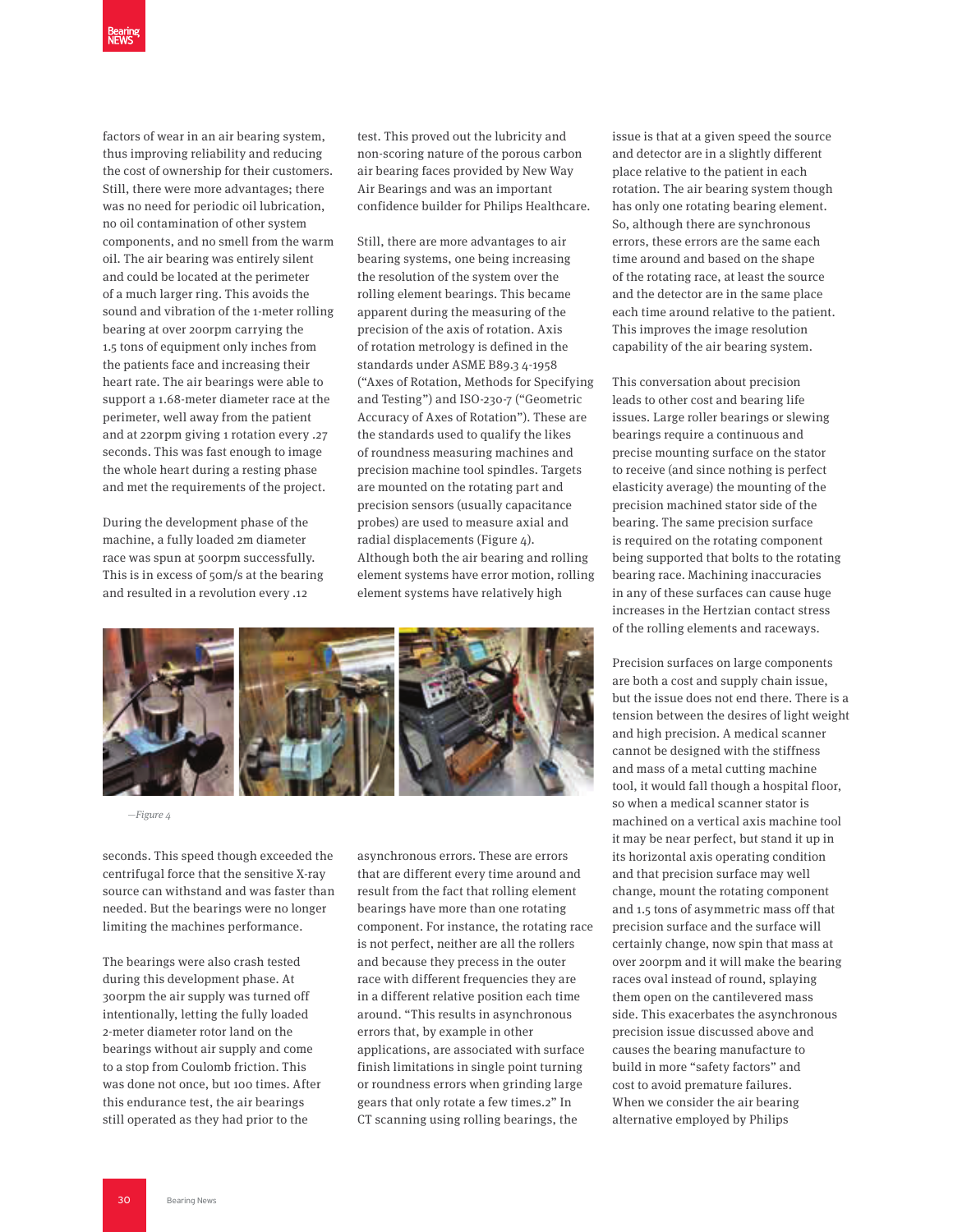factors of wear in an air bearing system, thus improving reliability and reducing the cost of ownership for their customers. Still, there were more advantages; there was no need for periodic oil lubrication, no oil contamination of other system components, and no smell from the warm oil. The air bearing was entirely silent and could be located at the perimeter of a much larger ring. This avoids the sound and vibration of the 1-meter rolling bearing at over 200rpm carrying the 1.5 tons of equipment only inches from the patients face and increasing their heart rate. The air bearings were able to support a 1.68-meter diameter race at the perimeter, well away from the patient and at 220rpm giving 1 rotation every .27 seconds. This was fast enough to image the whole heart during a resting phase and met the requirements of the project.

During the development phase of the machine, a fully loaded 2m diameter race was spun at 500rpm successfully. This is in excess of 50m/s at the bearing and resulted in a revolution every .12 seconds. This speed though exceeded the centrifugal force that the sensitive X-ray source can withstand and was faster than needed. But the bearings were no longer limiting the machines performance.

The bearings were also crash tested during this development phase. At 300rpm the air supply was turned off intentionally, letting the fully loaded 2-meter diameter rotor land on the bearings without air supply and come to a stop from Coulomb friction. This was done not once, but 100 times. After this endurance test, the air bearings still operated as they had prior to the test. This proved out the lubricity and non-scoring nature of the porous carbon air bearing faces provided by New Way Air Bearings and was an important confidence builder for Philips Healthcare.

Still, there are more advantages to air bearing systems, one being increasing the resolution of the system over the rolling element bearings. This became apparent during the measuring of the precision of the axis of rotation. Axis of rotation metrology is defined in the standards under ASME B89.3 4-1958 ("Axes of Rotation, Methods for Specifying and Testing") and ISO-230-7 ("Geometric Accuracy of Axes of Rotation"). These are the standards used to qualify the likes of roundness measuring machines and precision machine tool spindles. Targets are mounted on the rotating part and precision sensors (usually capacitance probes) are used to measure axial and radial displacements (Figure 4). Although both the air bearing and rolling element systems have error motion, rolling element systems have relatively high asynchronous errors. These are errors that are different every time around and result from the fact that rolling element bearings have more than one rotating component. For instance, the rotating race is not perfect, neither are all the rollers and because they precess in the outer race with different frequencies they are in a different relative position each time around. "This results in asynchronous errors that, by example in other applications, are associated with surface finish limitations in single point turning or roundness errors when grinding large gears that only rotate a few times.2" In CT scanning using rolling bearings, the issue is that at a given speed the source and detector are in a slightly different place relative to the patient in each rotation. The air bearing system though has only one rotating bearing element. So, although there are synchronous errors, these errors are the same each time around and based on the shape of the rotating race, at least the source and the detector are in the same place each time around relative to the patient. This improves the image resolution capability of the air bearing system.

—Figure 4

This conversation about precision leads to other cost and bearing life issues. Large roller bearings or slewing bearings require a continuous and precise mounting surface on the stator to receive (and since nothing is perfect elasticity average) the mounting of the precision machined stator side of the bearing. The same precision surface is required on the rotating component being supported that bolts to the rotating bearing race. Machining inaccuracies in any of these surfaces can cause huge increases in the Hertzian contact stress of the rolling elements and raceways.

Precision surfaces on large components are both a cost and supply chain issue, but the issue does not end there. There is a tension between the desires of light weight and high precision. A medical scanner cannot be designed with the stiffness and mass of a metal cutting machine tool, it would fall though a hospital floor, so when a medical scanner stator is machined on a vertical axis machine tool it may be near perfect, but stand it up in its horizontal axis operating condition and that precision surface may well change, mount the rotating component and 1.5 tons of asymmetric mass off that precision surface and the surface will certainly change, now spin that mass at over 200rpm and it will make the bearing races oval instead of round, splaying them open on the cantilevered mass side. This exacerbates the asynchronous precision issue discussed above and causes the bearing manufacture to build in more "safety factors" and cost to avoid premature failures. When we consider the air bearing alternative employed by Philips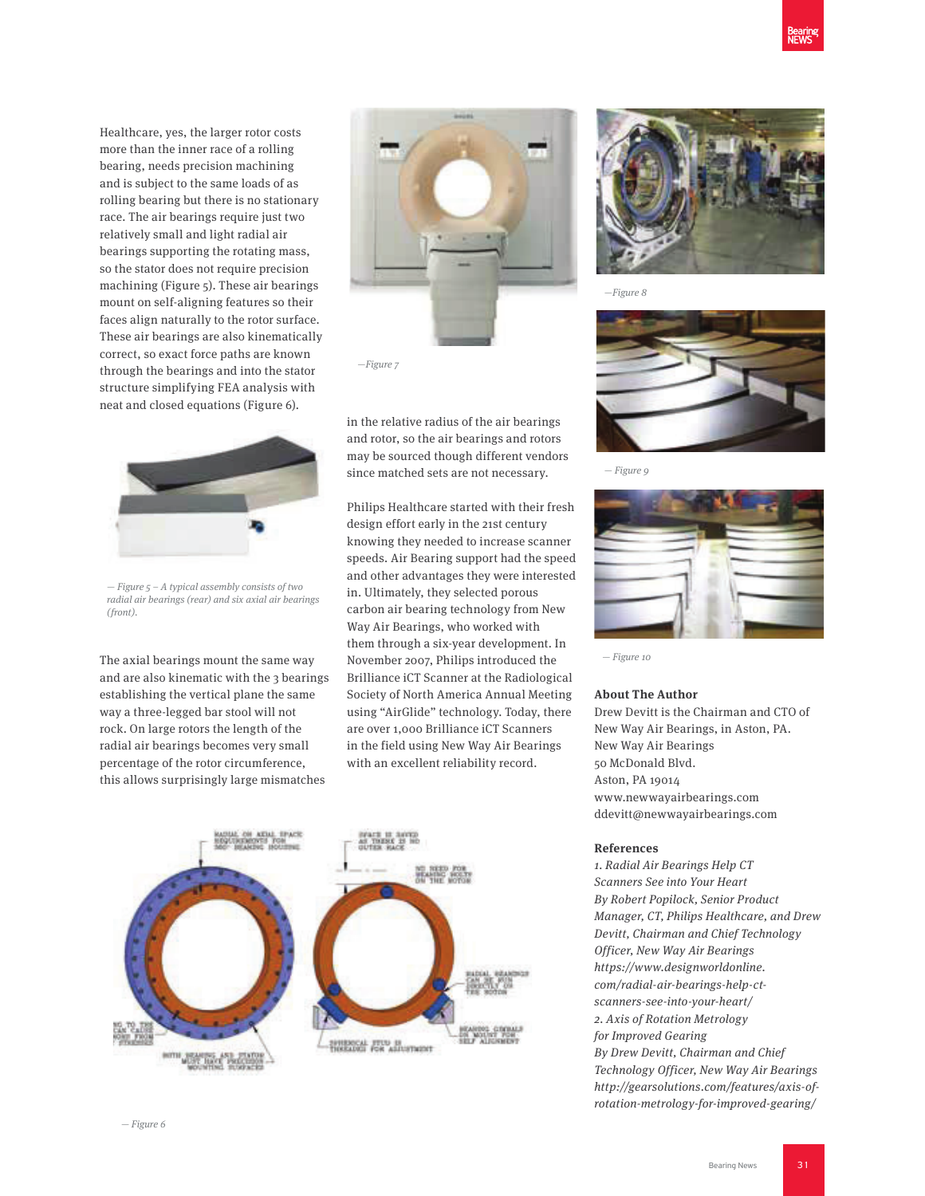Healthcare, yes, the larger rotor costs more than the inner race of a rolling bearing, needs precision machining and is subject to the same loads of as rolling bearing but there is no stationary race. The air bearings require just two relatively small and light radial air bearings supporting the rotating mass, so the stator does not require precision machining (Figure 5). These air bearings mount on self-aligning features so their faces align naturally to the rotor surface. These air bearings are also kinematically correct, so exact force paths are known through the bearings and into the stator structure simplifying FEA analysis with neat and closed equations (Figure 6).

*— Figure 5 – A typical assembly consists of two radial air bearings (rear) and six axial air bearings (front).*

The axial bearings mount the same way and are also kinematic with the 3 bearings establishing the vertical plane the same way a three-legged bar stool will not rock. On large rotors the length of the radial air bearings becomes very small percentage of the rotor circumference, this allows surprisingly large mismatches in the relative radius of the air bearings and rotor, so the air bearings and rotors may be sourced though different vendors since matched sets are not necessary.

*— Figure 7*

Philips Healthcare started with their fresh design effort early in the 21st century knowing they needed to increase scanner speeds. Air Bearing support had the speed and other advantages they were interested in. Ultimately, they selected porous carbon air bearing technology from New Way Air Bearings, who worked with them through a six-year development. In November 2007, Philips introduced the Brilliance iCT Scanner at the Radiological Society of North America Annual Meeting using "AirGlide" technology. Today, there are over 1,000 Brilliance iCT Scanners in the field using New Way Air Bearings with an excellent reliability record.

*— Figure 8*

*— Figure 9*

*— Figure 10*

RADIAL OR AXIAL SPACE REQUIREMENTS FOR 360° BEARING HOUSING

NO TO THE CAN CAUSE SOME FROM STRESSES

BOTH BEARING AND STATOR MUST HAVE PRECISION MOUNTING SURFACES

SPACE IS SAVED AS THERE IS NO OUTER RACE

NO NEED FOR BEARING BOLTS ON THE ROTOR

RADIAL BEARINGS CAN BE RUN DIRECTLY ON THE ROTOR

BEARING GIMBALS ON MOUNT FOR SELF ALIGNMENT

SPHERICAL STUD IS THREADED FOR ADJUSTMENT

*— Figure 6*

### About The Author

Drew Devitt is the Chairman and CTO of New Way Air Bearings, in Aston, PA.
New Way Air Bearings
50 McDonald Blvd.
Aston, PA 19014
www.newwayairbearings.com
ddevitt@newwayairbearings.com

### References

*1. Radial Air Bearings Help CT Scanners See into Your Heart By Robert Popilock, Senior Product Manager, CT, Philips Healthcare, and Drew Devitt, Chairman and Chief Technology Officer, New Way Air Bearings https://www.designworldonline.com/radial-air-bearings-help-ct-scanners-see-into-your-heart/*

*2. Axis of Rotation Metrology for Improved Gearing By Drew Devitt, Chairman and Chief Technology Officer, New Way Air Bearings http://gearsolutions.com/features/axis-of-rotation-metrology-for-improved-gearing/*